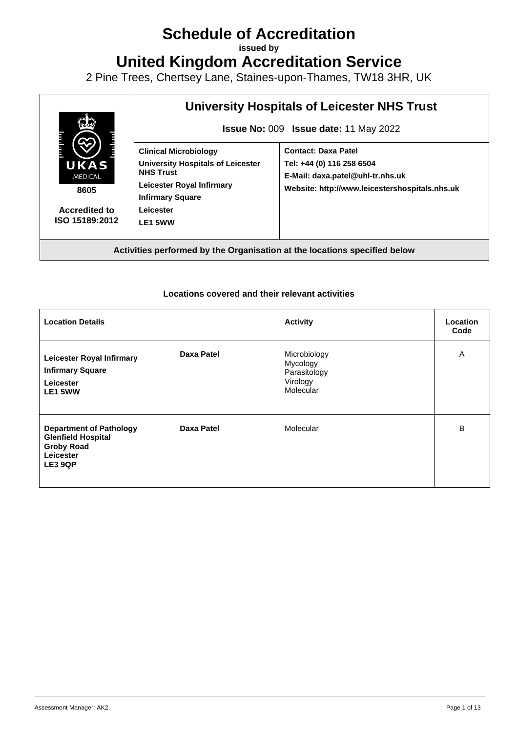# Schedule of Accreditation

**issued by**

# United Kingdom Accreditation Service

2 Pine Trees, Chertsey Lane, Staines-upon-Thames, TW18 3HR, UK

| | **University Hospitals of Leicester NHS Trust** | |
|---|---|---|
| | **Issue No:** 009 **Issue date:** 11 May 2022 | |
| UKAS MEDICAL **8605** **Accredited to ISO 15189:2012** | **Clinical Microbiology**<br>**University Hospitals of Leicester NHS Trust**<br>**Leicester Royal Infirmary**<br>**Infirmary Square**<br>**Leicester**<br>**LE1 5WW** | **Contact: Daxa Patel**<br>**Tel: +44 (0) 116 258 6504**<br>**E-Mail: daxa.patel@uhl-tr.nhs.uk**<br>**Website: http://www.leicestershospitals.nhs.uk** |
| **Activities performed by the Organisation at the locations specified below** | | |

**Locations covered and their relevant activities**

| **Location Details** | | **Activity** | **Location Code** |
|---|---|---|---|
| **Leicester Royal Infirmary**<br>**Infirmary Square**<br>**Leicester**<br>**LE1 5WW** | **Daxa Patel** | Microbiology<br>Mycology<br>Parasitology<br>Virology<br>Molecular | A |
| **Department of Pathology**<br>**Glenfield Hospital**<br>**Groby Road**<br>**Leicester**<br>**LE3 9QP** | **Daxa Patel** | Molecular | B |

Assessment Manager: AK2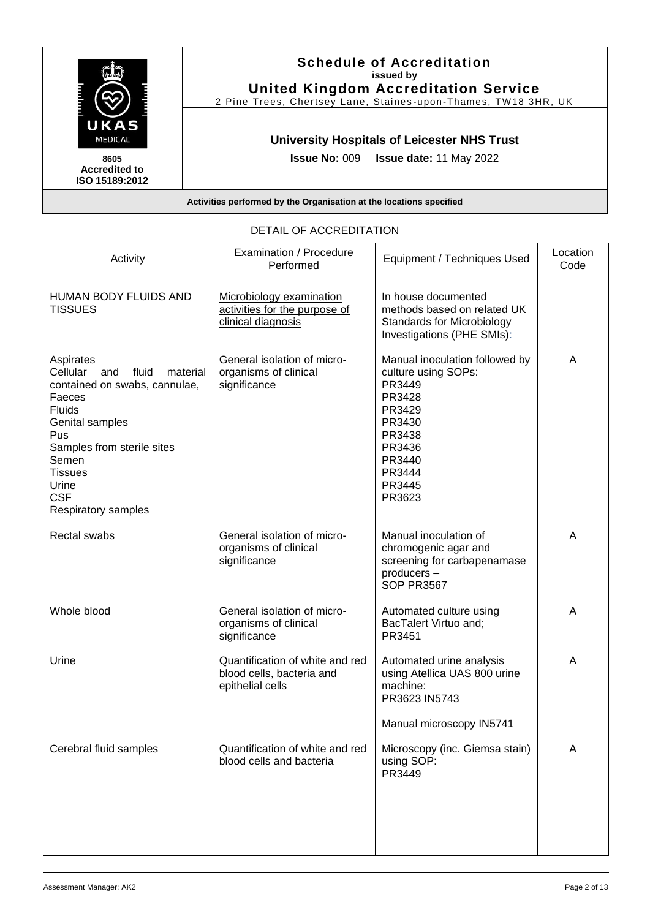**Schedule of Accreditation**
**issued by**
**United Kingdom Accreditation Service**
2 Pine Trees, Chertsey Lane, Staines-upon-Thames, TW18 3HR, UK

8605
**Accredited to ISO 15189:2012**

**University Hospitals of Leicester NHS Trust**

**Issue No:** 009 **Issue date:** 11 May 2022

**Activities performed by the Organisation at the locations specified**

## DETAIL OF ACCREDITATION

| Activity | Examination / Procedure Performed | Equipment / Techniques Used | Location Code |
|---|---|---|---|
| HUMAN BODY FLUIDS AND TISSUES | Microbiology examination activities for the purpose of clinical diagnosis | In house documented methods based on related UK Standards for Microbiology Investigations (PHE SMIs): | |
| Aspirates<br>Cellular and fluid material contained on swabs, cannulae,<br>Faeces<br>Fluids<br>Genital samples<br>Pus<br>Samples from sterile sites<br>Semen<br>Tissues<br>Urine<br>CSF<br>Respiratory samples | General isolation of micro-organisms of clinical significance | Manual inoculation followed by culture using SOPs:<br>PR3449<br>PR3428<br>PR3429<br>PR3430<br>PR3438<br>PR3436<br>PR3440<br>PR3444<br>PR3445<br>PR3623 | A |
| Rectal swabs | General isolation of micro-organisms of clinical significance | Manual inoculation of chromogenic agar and screening for carbapenamase producers – SOP PR3567 | A |
| Whole blood | General isolation of micro-organisms of clinical significance | Automated culture using BacTalert Virtuo and;<br>PR3451 | A |
| Urine | Quantification of white and red blood cells, bacteria and epithelial cells | Automated urine analysis using Atellica UAS 800 urine machine:<br>PR3623 IN5743<br><br>Manual microscopy IN5741 | A |
| Cerebral fluid samples | Quantification of white and red blood cells and bacteria | Microscopy (inc. Giemsa stain) using SOP:<br>PR3449 | A |

Assessment Manager: AK2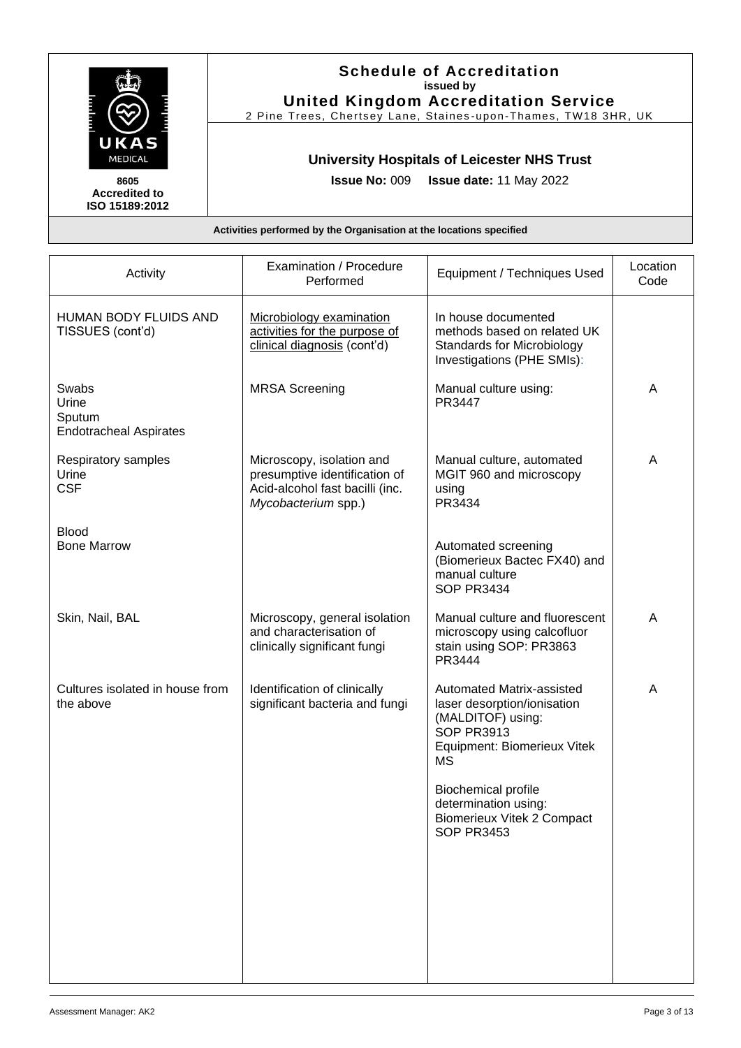**Schedule of Accreditation**
**issued by**
**United Kingdom Accreditation Service**
2 Pine Trees, Chertsey Lane, Staines-upon-Thames, TW18 3HR, UK

8605
**Accredited to ISO 15189:2012**

**University Hospitals of Leicester NHS Trust**

**Issue No:** 009 **Issue date:** 11 May 2022

**Activities performed by the Organisation at the locations specified**

| Activity | Examination / Procedure Performed | Equipment / Techniques Used | Location Code |
|---|---|---|---|
| HUMAN BODY FLUIDS AND TISSUES (cont'd) | Microbiology examination activities for the purpose of clinical diagnosis (cont'd) | In house documented methods based on related UK Standards for Microbiology Investigations (PHE SMIs): | |
| Swabs<br>Urine<br>Sputum<br>Endotracheal Aspirates | MRSA Screening | Manual culture using:<br>PR3447 | A |
| Respiratory samples<br>Urine<br>CSF | Microscopy, isolation and presumptive identification of Acid-alcohol fast bacilli (inc. *Mycobacterium* spp.) | Manual culture, automated MGIT 960 and microscopy using<br>PR3434 | A |
| Blood<br>Bone Marrow | | Automated screening (Biomerieux Bactec FX40) and manual culture<br>SOP PR3434 | |
| Skin, Nail, BAL | Microscopy, general isolation and characterisation of clinically significant fungi | Manual culture and fluorescent microscopy using calcofluor stain using SOP: PR3863<br>PR3444 | A |
| Cultures isolated in house from the above | Identification of clinically significant bacteria and fungi | Automated Matrix-assisted laser desorption/ionisation (MALDITOF) using:<br>SOP PR3913<br>Equipment: Biomerieux Vitek MS<br><br>Biochemical profile determination using:<br>Biomerieux Vitek 2 Compact<br>SOP PR3453 | A |

Assessment Manager: AK2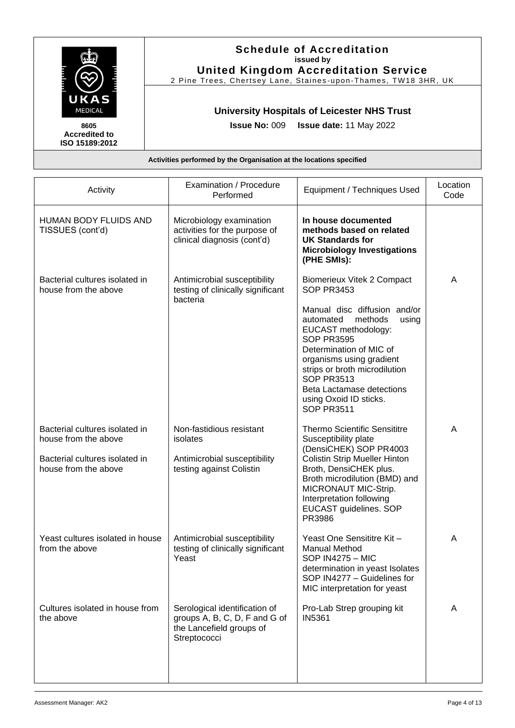# Schedule of Accreditation

**issued by**

**United Kingdom Accreditation Service**

2 Pine Trees, Chertsey Lane, Staines-upon-Thames, TW18 3HR, UK

8605
**Accredited to ISO 15189:2012**

## University Hospitals of Leicester NHS Trust

**Issue No:** 009 **Issue date:** 11 May 2022

**Activities performed by the Organisation at the locations specified**

| Activity | Examination / Procedure Performed | Equipment / Techniques Used | Location Code |
|---|---|---|---|
| HUMAN BODY FLUIDS AND TISSUES (cont'd) | Microbiology examination activities for the purpose of clinical diagnosis (cont'd) | **In house documented methods based on related UK Standards for Microbiology Investigations (PHE SMIs):** | |
| Bacterial cultures isolated in house from the above | Antimicrobial susceptibility testing of clinically significant bacteria | Biomerieux Vitek 2 Compact SOP PR3453<br><br>Manual disc diffusion and/or automated methods using EUCAST methodology: SOP PR3595<br>Determination of MIC of organisms using gradient strips or broth microdilution SOP PR3513<br>Beta Lactamase detections using Oxoid ID sticks. SOP PR3511 | A |
| Bacterial cultures isolated in house from the above<br><br>Bacterial cultures isolated in house from the above | Non-fastidious resistant isolates<br><br>Antimicrobial susceptibility testing against Colistin | Thermo Scientific Sensititre Susceptibility plate (DensiCHEK) SOP PR4003<br>Colistin Strip Mueller Hinton Broth, DensiCHEK plus. Broth microdilution (BMD) and MICRONAUT MIC-Strip. Interpretation following EUCAST guidelines. SOP PR3986 | A |
| Yeast cultures isolated in house from the above | Antimicrobial susceptibility testing of clinically significant Yeast | Yeast One Sensititre Kit – Manual Method<br>SOP IN4275 – MIC determination in yeast Isolates<br>SOP IN4277 – Guidelines for MIC interpretation for yeast | A |
| Cultures isolated in house from the above | Serological identification of groups A, B, C, D, F and G of the Lancefield groups of Streptococci | Pro-Lab Strep grouping kit IN5361 | A |

Assessment Manager: AK2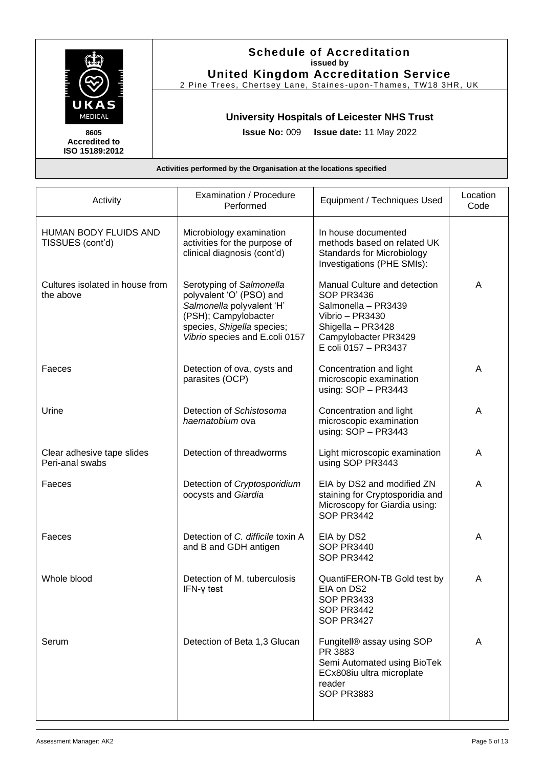**Schedule of Accreditation**
**issued by**
**United Kingdom Accreditation Service**
2 Pine Trees, Chertsey Lane, Staines-upon-Thames, TW18 3HR, UK

8605
**Accredited to ISO 15189:2012**

**University Hospitals of Leicester NHS Trust**

**Issue No:** 009 **Issue date:** 11 May 2022

**Activities performed by the Organisation at the locations specified**

| Activity | Examination / Procedure Performed | Equipment / Techniques Used | Location Code |
|---|---|---|---|
| HUMAN BODY FLUIDS AND TISSUES (cont'd) | Microbiology examination activities for the purpose of clinical diagnosis (cont'd) | In house documented methods based on related UK Standards for Microbiology Investigations (PHE SMIs): | |
| Cultures isolated in house from the above | Serotyping of *Salmonella* polyvalent 'O' (PSO) and *Salmonella* polyvalent 'H' (PSH); Campylobacter species, *Shigella* species; *Vibrio* species and E.coli 0157 | Manual Culture and detection SOP PR3436<br>Salmonella – PR3439<br>Vibrio – PR3430<br>Shigella – PR3428<br>Campylobacter PR3429<br>E coli 0157 – PR3437 | A |
| Faeces | Detection of ova, cysts and parasites (OCP) | Concentration and light microscopic examination using: SOP – PR3443 | A |
| Urine | Detection of *Schistosoma haematobium* ova | Concentration and light microscopic examination using: SOP – PR3443 | A |
| Clear adhesive tape slides<br>Peri-anal swabs | Detection of threadworms | Light microscopic examination using SOP PR3443 | A |
| Faeces | Detection of *Cryptosporidium* oocysts and *Giardia* | EIA by DS2 and modified ZN staining for Cryptosporidia and Microscopy for Giardia using: SOP PR3442 | A |
| Faeces | Detection of *C. difficile* toxin A and B and GDH antigen | EIA by DS2<br>SOP PR3440<br>SOP PR3442 | A |
| Whole blood | Detection of M. tuberculosis IFN-γ test | QuantiFERON-TB Gold test by EIA on DS2<br>SOP PR3433<br>SOP PR3442<br>SOP PR3427 | A |
| Serum | Detection of Beta 1,3 Glucan | Fungitell® assay using SOP PR 3883<br>Semi Automated using BioTek ECx808iu ultra microplate reader<br>SOP PR3883 | A |

Assessment Manager: AK2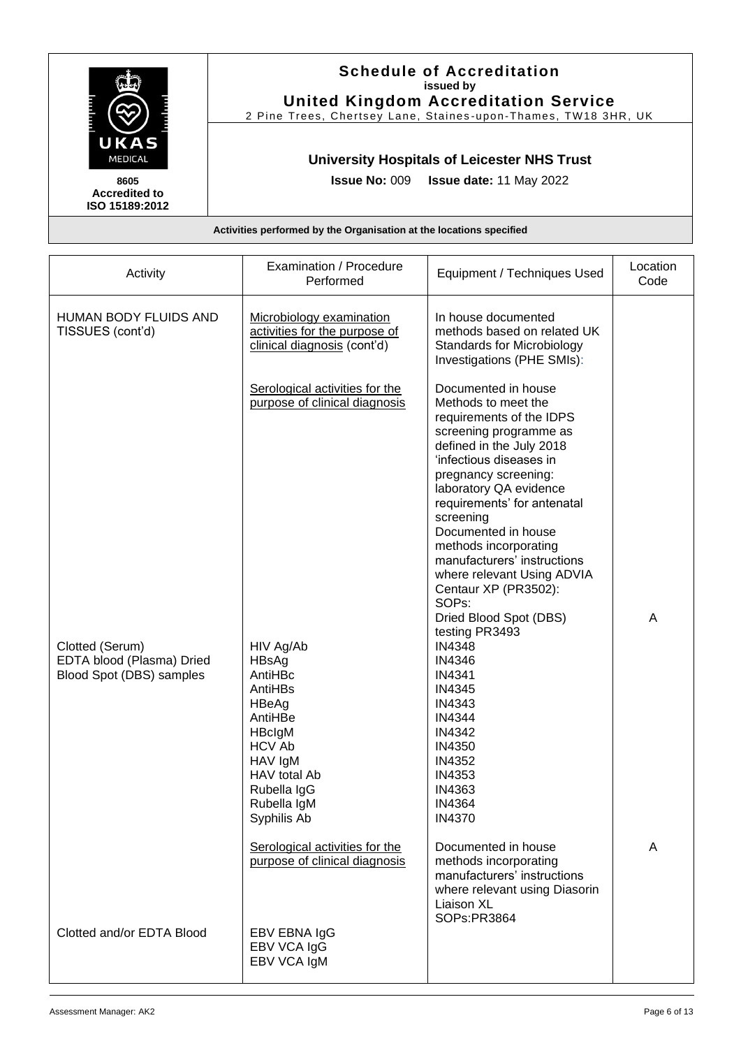**Schedule of Accreditation**
**issued by**
**United Kingdom Accreditation Service**
2 Pine Trees, Chertsey Lane, Staines-upon-Thames, TW18 3HR, UK

8605
**Accredited to ISO 15189:2012**

**University Hospitals of Leicester NHS Trust**

**Issue No:** 009 **Issue date:** 11 May 2022

**Activities performed by the Organisation at the locations specified**

| Activity | Examination / Procedure Performed | Equipment / Techniques Used | Location Code |
|---|---|---|---|
| HUMAN BODY FLUIDS AND TISSUES (cont'd) | Microbiology examination activities for the purpose of clinical diagnosis (cont'd) | In house documented methods based on related UK Standards for Microbiology Investigations (PHE SMIs): | |
| | Serological activities for the purpose of clinical diagnosis | Documented in house Methods to meet the requirements of the IDPS screening programme as defined in the July 2018 'infectious diseases in pregnancy screening: laboratory QA evidence requirements' for antenatal screening<br>Documented in house methods incorporating manufacturers' instructions where relevant Using ADVIA Centaur XP (PR3502):<br>SOPs:<br>Dried Blood Spot (DBS) testing PR3493 | A |
| Clotted (Serum)<br>EDTA blood (Plasma) Dried Blood Spot (DBS) samples | HIV Ag/Ab<br>HBsAg<br>AntiHBc<br>AntiHBs<br>HBeAg<br>AntiHBe<br>HBcIgM<br>HCV Ab<br>HAV IgM<br>HAV total Ab<br>Rubella IgG<br>Rubella IgM<br>Syphilis Ab | IN4348<br>IN4346<br>IN4341<br>IN4345<br>IN4343<br>IN4344<br>IN4342<br>IN4350<br>IN4352<br>IN4353<br>IN4363<br>IN4364<br>IN4370 | |
| | Serological activities for the purpose of clinical diagnosis | Documented in house methods incorporating manufacturers' instructions where relevant using Diasorin Liaison XL<br>SOPs:PR3864 | A |
| Clotted and/or EDTA Blood | EBV EBNA IgG<br>EBV VCA IgG<br>EBV VCA IgM | | |

Assessment Manager: AK2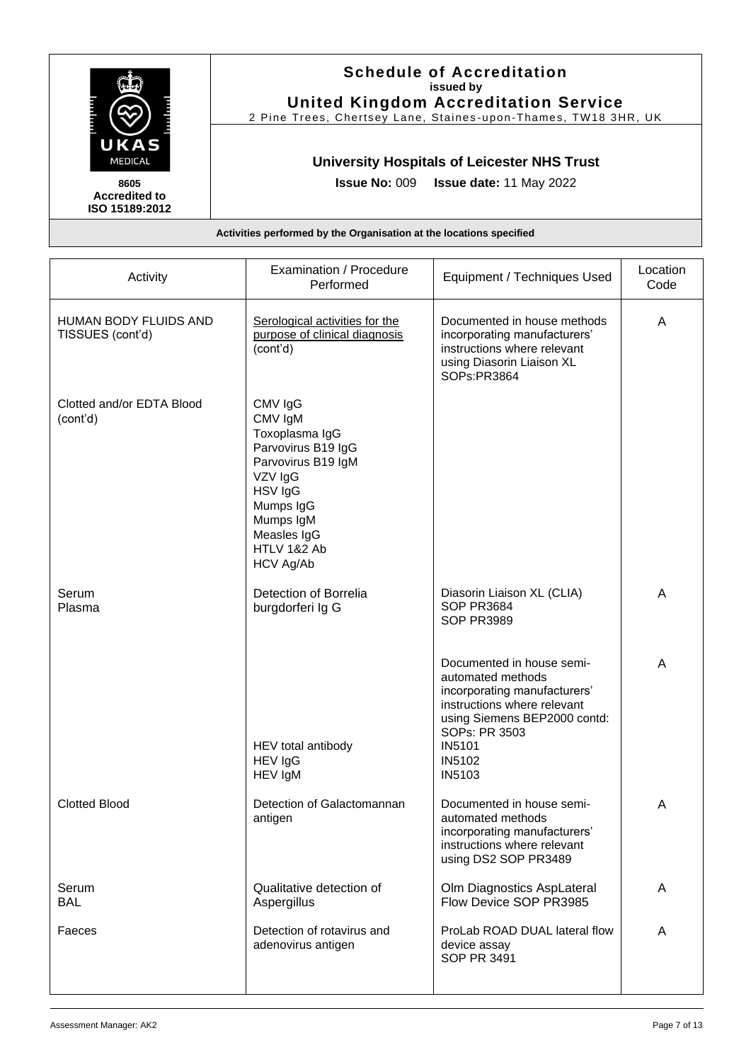# Schedule of Accreditation

**issued by**

**United Kingdom Accreditation Service**

2 Pine Trees, Chertsey Lane, Staines-upon-Thames, TW18 3HR, UK

8605

Accredited to ISO 15189:2012

## University Hospitals of Leicester NHS Trust

**Issue No:** 009 **Issue date:** 11 May 2022

**Activities performed by the Organisation at the locations specified**

| Activity | Examination / Procedure Performed | Equipment / Techniques Used | Location Code |
|---|---|---|---|
| HUMAN BODY FLUIDS AND TISSUES (cont'd) | Serological activities for the purpose of clinical diagnosis (cont'd) | Documented in house methods incorporating manufacturers' instructions where relevant using Diasorin Liaison XL SOPs:PR3864 | A |
| Clotted and/or EDTA Blood (cont'd) | CMV IgG<br>CMV IgM<br>Toxoplasma IgG<br>Parvovirus B19 IgG<br>Parvovirus B19 IgM<br>VZV IgG<br>HSV IgG<br>Mumps IgG<br>Mumps IgM<br>Measles IgG<br>HTLV 1&2 Ab<br>HCV Ag/Ab | | |
| Serum<br>Plasma | Detection of Borrelia burgdorferi Ig G | Diasorin Liaison XL (CLIA)<br>SOP PR3684<br>SOP PR3989 | A |
| | HEV total antibody<br>HEV IgG<br>HEV IgM | Documented in house semi-automated methods incorporating manufacturers' instructions where relevant using Siemens BEP2000 contd: SOPs: PR 3503<br>IN5101<br>IN5102<br>IN5103 | A |
| Clotted Blood | Detection of Galactomannan antigen | Documented in house semi-automated methods incorporating manufacturers' instructions where relevant using DS2 SOP PR3489 | A |
| Serum<br>BAL | Qualitative detection of Aspergillus | Olm Diagnostics AspLateral Flow Device SOP PR3985 | A |
| Faeces | Detection of rotavirus and adenovirus antigen | ProLab ROAD DUAL lateral flow device assay<br>SOP PR 3491 | A |

Assessment Manager: AK2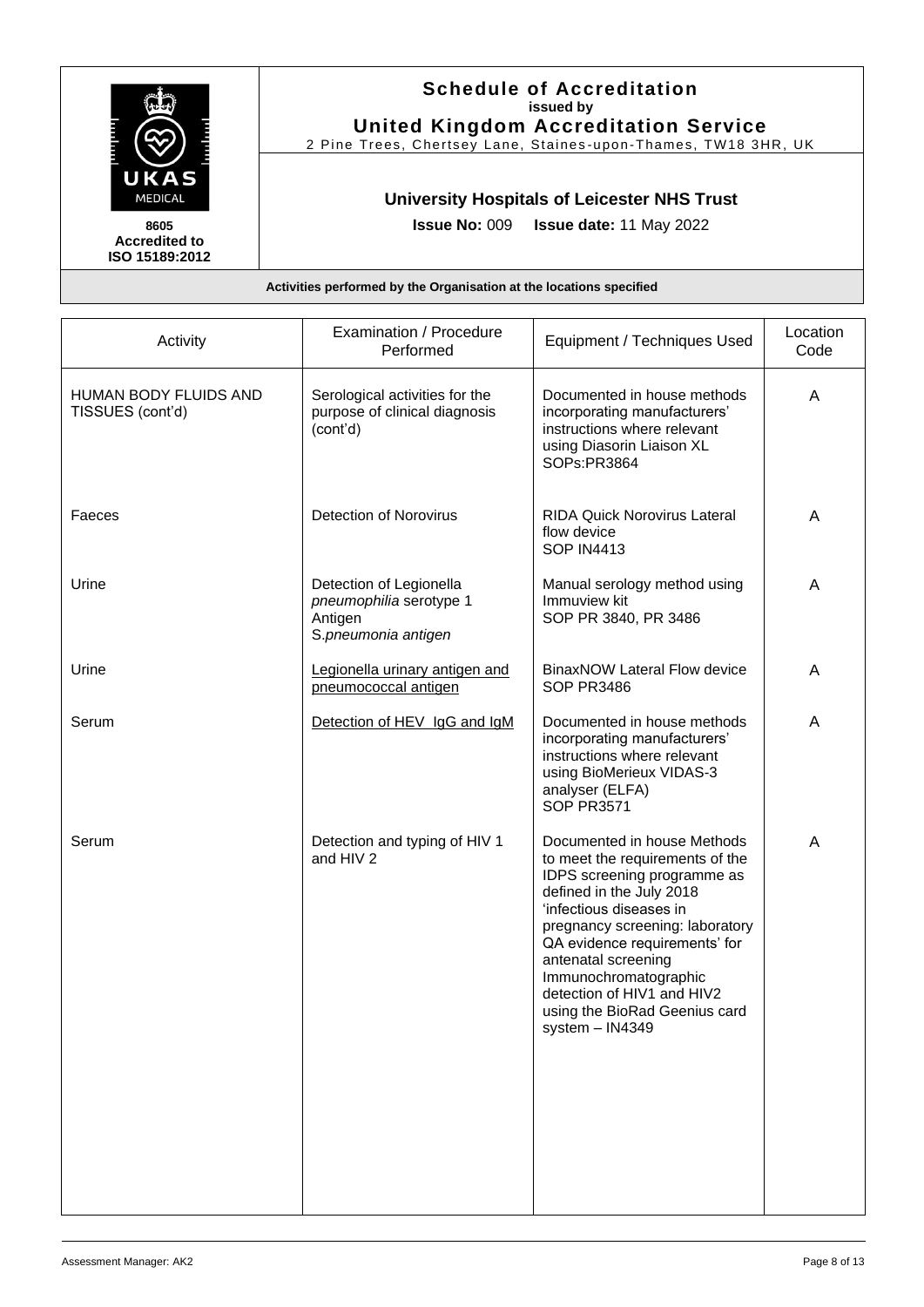**Schedule of Accreditation**
**issued by**
**United Kingdom Accreditation Service**
2 Pine Trees, Chertsey Lane, Staines-upon-Thames, TW18 3HR, UK

**8605**
**Accredited to ISO 15189:2012**

**University Hospitals of Leicester NHS Trust**

**Issue No:** 009 **Issue date:** 11 May 2022

**Activities performed by the Organisation at the locations specified**

| Activity | Examination / Procedure Performed | Equipment / Techniques Used | Location Code |
|---|---|---|---|
| HUMAN BODY FLUIDS AND TISSUES (cont'd) | Serological activities for the purpose of clinical diagnosis (cont'd) | Documented in house methods incorporating manufacturers' instructions where relevant using Diasorin Liaison XL SOPs:PR3864 | A |
| Faeces | Detection of Norovirus | RIDA Quick Norovirus Lateral flow device SOP IN4413 | A |
| Urine | Detection of Legionella *pneumophilia* serotype 1 Antigen S.*pneumonia antigen* | Manual serology method using Immuview kit SOP PR 3840, PR 3486 | A |
| Urine | Legionella urinary antigen and pneumococcal antigen | BinaxNOW Lateral Flow device SOP PR3486 | A |
| Serum | Detection of HEV IgG and IgM | Documented in house methods incorporating manufacturers' instructions where relevant using BioMerieux VIDAS-3 analyser (ELFA) SOP PR3571 | A |
| Serum | Detection and typing of HIV 1 and HIV 2 | Documented in house Methods to meet the requirements of the IDPS screening programme as defined in the July 2018 'infectious diseases in pregnancy screening: laboratory QA evidence requirements' for antenatal screening Immunochromatographic detection of HIV1 and HIV2 using the BioRad Geenius card system – IN4349 | A |

Assessment Manager: AK2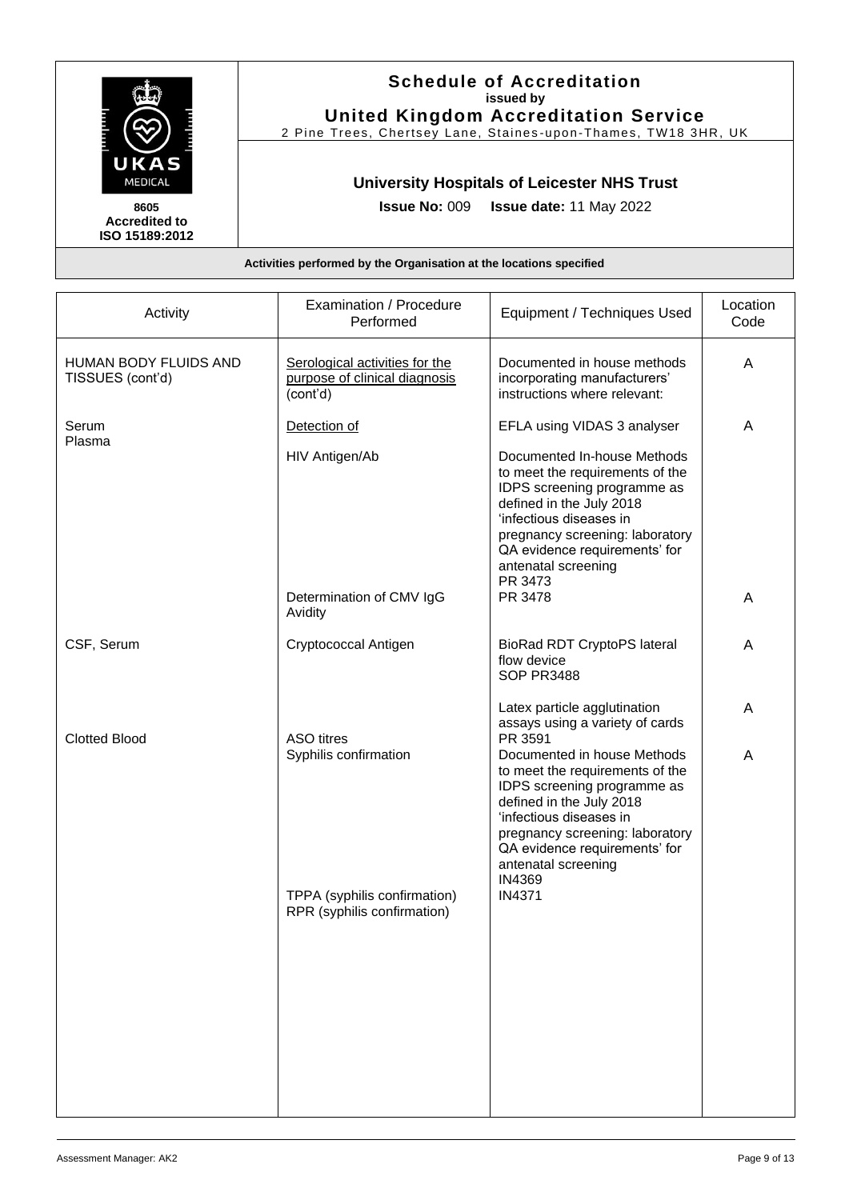**Schedule of Accreditation**
**issued by**
**United Kingdom Accreditation Service**
2 Pine Trees, Chertsey Lane, Staines-upon-Thames, TW18 3HR, UK

UKAS MEDICAL
8605
**Accredited to ISO 15189:2012**

**University Hospitals of Leicester NHS Trust**

**Issue No:** 009 **Issue date:** 11 May 2022

**Activities performed by the Organisation at the locations specified**

| Activity | Examination / Procedure Performed | Equipment / Techniques Used | Location Code |
|---|---|---|---|
| HUMAN BODY FLUIDS AND TISSUES (cont'd) | Serological activities for the purpose of clinical diagnosis (cont'd) | Documented in house methods incorporating manufacturers' instructions where relevant: | A |
| Serum<br>Plasma | Detection of<br><br>HIV Antigen/Ab | EFLA using VIDAS 3 analyser<br><br>Documented In-house Methods to meet the requirements of the IDPS screening programme as defined in the July 2018 'infectious diseases in pregnancy screening: laboratory QA evidence requirements' for antenatal screening<br>PR 3473 | A |
| | Determination of CMV IgG Avidity | PR 3478 | A |
| CSF, Serum | Cryptococcal Antigen | BioRad RDT CryptoPS lateral flow device<br>SOP PR3488 | A |
| Clotted Blood | ASO titres | Latex particle agglutination assays using a variety of cards<br>PR 3591 | A |
| | Syphilis confirmation | Documented in house Methods to meet the requirements of the IDPS screening programme as defined in the July 2018 'infectious diseases in pregnancy screening: laboratory QA evidence requirements' for antenatal screening | A |
| | TPPA (syphilis confirmation) | IN4369 | |
| | RPR (syphilis confirmation) | IN4371 | |

Assessment Manager: AK2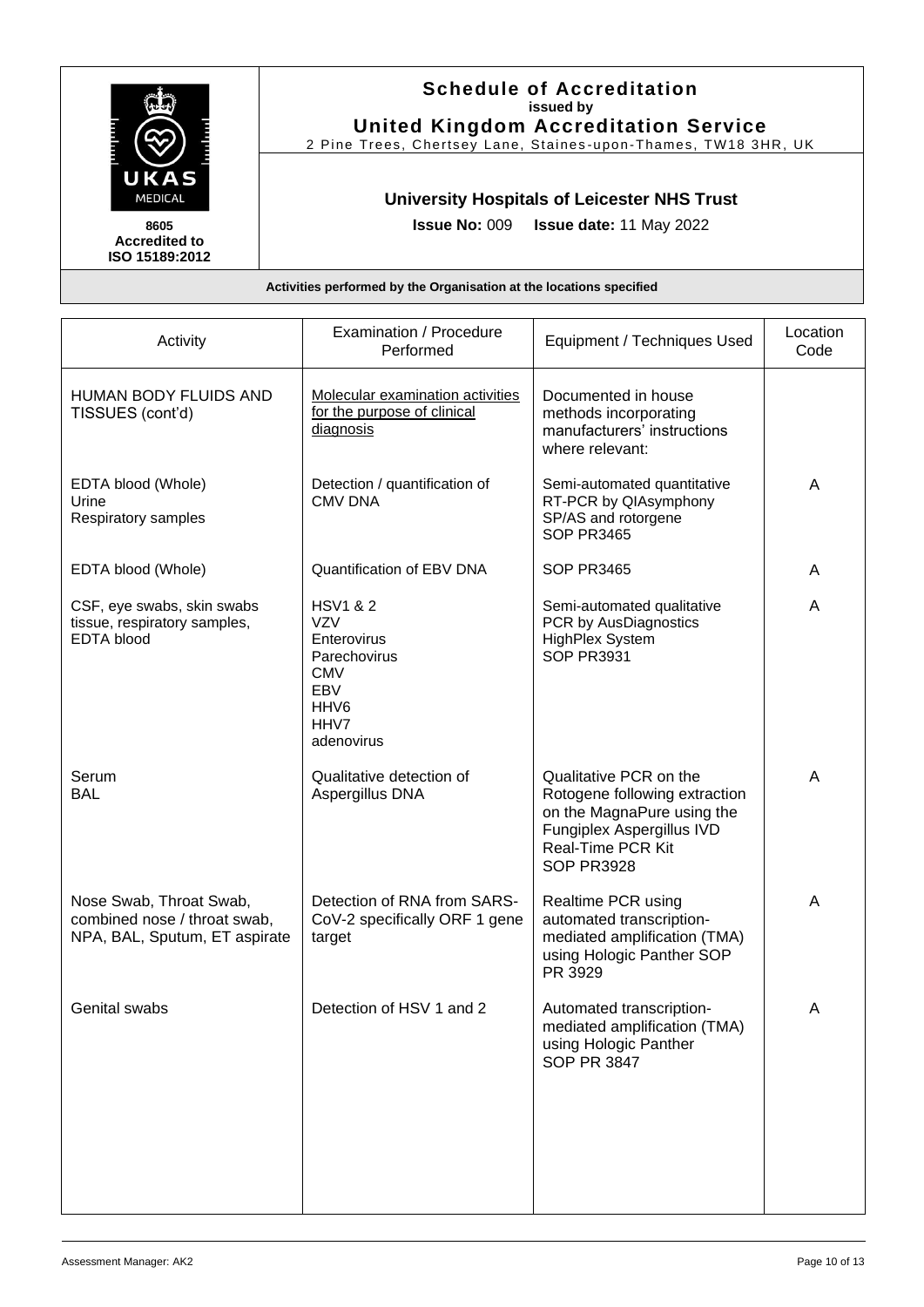# Schedule of Accreditation
**issued by**
**United Kingdom Accreditation Service**
2 Pine Trees, Chertsey Lane, Staines-upon-Thames, TW18 3HR, UK

8605
**Accredited to ISO 15189:2012**

## University Hospitals of Leicester NHS Trust

**Issue No:** 009 **Issue date:** 11 May 2022

**Activities performed by the Organisation at the locations specified**

| Activity | Examination / Procedure Performed | Equipment / Techniques Used | Location Code |
|---|---|---|---|
| HUMAN BODY FLUIDS AND TISSUES (cont'd) | Molecular examination activities for the purpose of clinical diagnosis | Documented in house methods incorporating manufacturers' instructions where relevant: | |
| EDTA blood (Whole)<br>Urine<br>Respiratory samples | Detection / quantification of CMV DNA | Semi-automated quantitative RT-PCR by QIAsymphony SP/AS and rotorgene<br>SOP PR3465 | A |
| EDTA blood (Whole) | Quantification of EBV DNA | SOP PR3465 | A |
| CSF, eye swabs, skin swabs tissue, respiratory samples, EDTA blood | HSV1 & 2<br>VZV<br>Enterovirus<br>Parechovirus<br>CMV<br>EBV<br>HHV6<br>HHV7<br>adenovirus | Semi-automated qualitative PCR by AusDiagnostics HighPlex System<br>SOP PR3931 | A |
| Serum<br>BAL | Qualitative detection of Aspergillus DNA | Qualitative PCR on the Rotogene following extraction on the MagnaPure using the Fungiplex Aspergillus IVD Real-Time PCR Kit<br>SOP PR3928 | A |
| Nose Swab, Throat Swab, combined nose / throat swab, NPA, BAL, Sputum, ET aspirate | Detection of RNA from SARS-CoV-2 specifically ORF 1 gene target | Realtime PCR using automated transcription-mediated amplification (TMA) using Hologic Panther SOP PR 3929 | A |
| Genital swabs | Detection of HSV 1 and 2 | Automated transcription-mediated amplification (TMA) using Hologic Panther<br>SOP PR 3847 | A |

Assessment Manager: AK2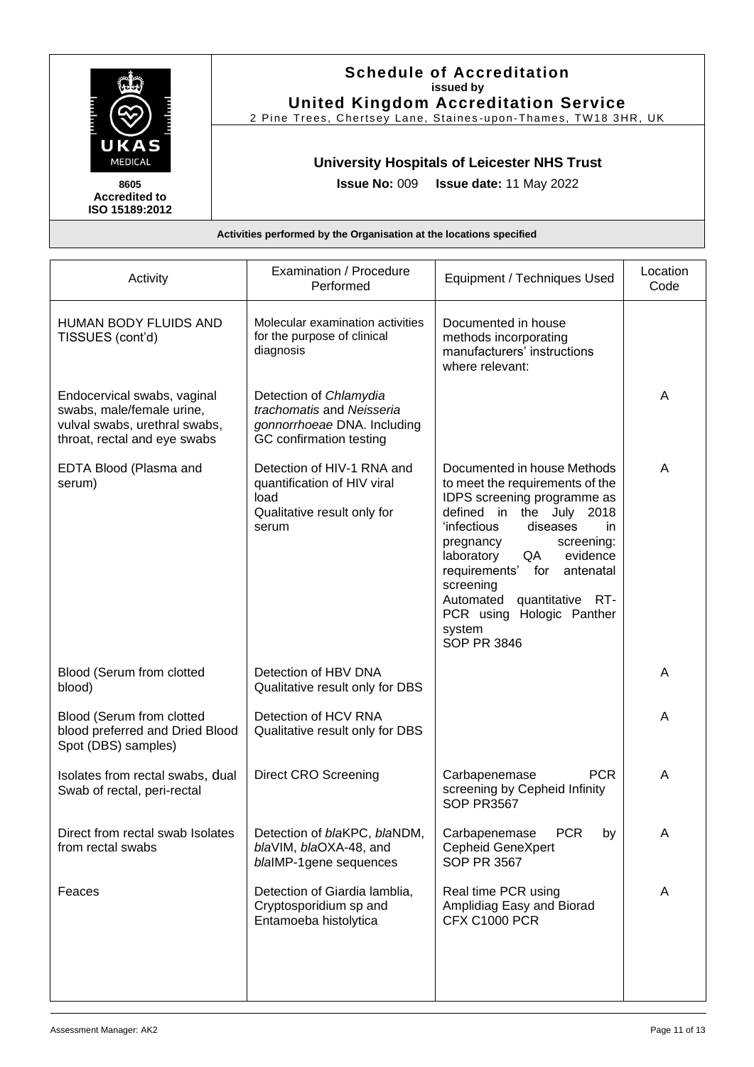**Schedule of Accreditation**
**issued by**
**United Kingdom Accreditation Service**
2 Pine Trees, Chertsey Lane, Staines-upon-Thames, TW18 3HR, UK

8605
**Accredited to ISO 15189:2012**

**University Hospitals of Leicester NHS Trust**

**Issue No:** 009 **Issue date:** 11 May 2022

**Activities performed by the Organisation at the locations specified**

| Activity | Examination / Procedure Performed | Equipment / Techniques Used | Location Code |
|---|---|---|---|
| HUMAN BODY FLUIDS AND TISSUES (cont'd) | Molecular examination activities for the purpose of clinical diagnosis | Documented in house methods incorporating manufacturers' instructions where relevant: | |
| Endocervical swabs, vaginal swabs, male/female urine, vulval swabs, urethral swabs, throat, rectal and eye swabs | Detection of *Chlamydia trachomatis* and *Neisseria gonnorrhoeae* DNA. Including GC confirmation testing | | A |
| EDTA Blood (Plasma and serum) | Detection of HIV-1 RNA and quantification of HIV viral load<br>Qualitative result only for serum | Documented in house Methods to meet the requirements of the IDPS screening programme as defined in the July 2018 'infectious diseases in pregnancy screening: laboratory QA evidence requirements' for antenatal screening<br>Automated quantitative RT-PCR using Hologic Panther system<br>SOP PR 3846 | A |
| Blood (Serum from clotted blood) | Detection of HBV DNA<br>Qualitative result only for DBS | | A |
| Blood (Serum from clotted blood preferred and Dried Blood Spot (DBS) samples) | Detection of HCV RNA<br>Qualitative result only for DBS | | A |
| Isolates from rectal swabs, dual Swab of rectal, peri-rectal | Direct CRO Screening | Carbapenemase PCR screening by Cepheid Infinity<br>SOP PR3567 | A |
| Direct from rectal swab Isolates from rectal swabs | Detection of *bla*KPC, *bla*NDM, *bla*VIM, *bla*OXA-48, and *bla*IMP-1gene sequences | Carbapenemase PCR by Cepheid GeneXpert<br>SOP PR 3567 | A |
| Feaces | Detection of Giardia lamblia, Cryptosporidium sp and Entamoeba histolytica | Real time PCR using Amplidiag Easy and Biorad CFX C1000 PCR | A |

Assessment Manager: AK2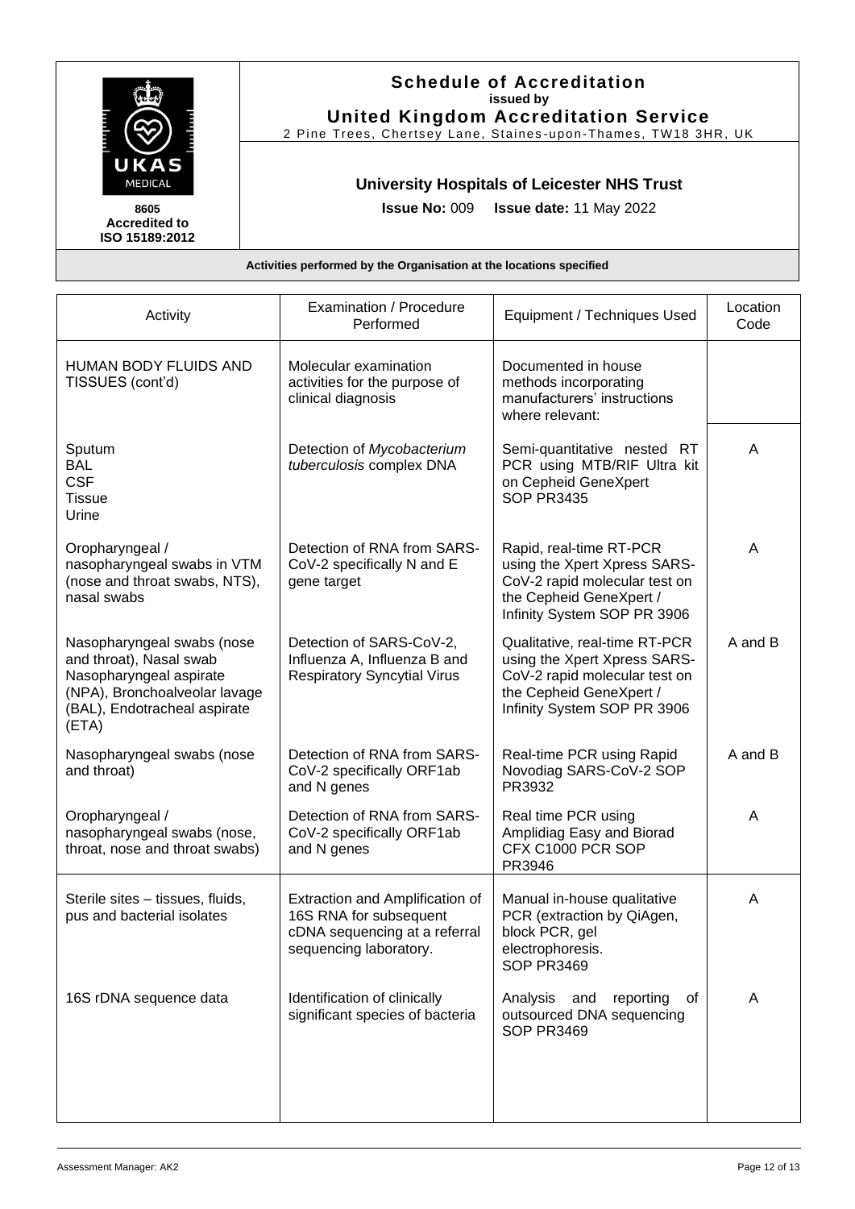## Schedule of Accreditation
**issued by**
**United Kingdom Accreditation Service**
2 Pine Trees, Chertsey Lane, Staines-upon-Thames, TW18 3HR, UK

8605
**Accredited to ISO 15189:2012**

### University Hospitals of Leicester NHS Trust

**Issue No:** 009 **Issue date:** 11 May 2022

**Activities performed by the Organisation at the locations specified**

| Activity | Examination / Procedure Performed | Equipment / Techniques Used | Location Code |
|---|---|---|---|
| HUMAN BODY FLUIDS AND TISSUES (cont'd) | Molecular examination activities for the purpose of clinical diagnosis | Documented in house methods incorporating manufacturers' instructions where relevant: | |
| Sputum<br>BAL<br>CSF<br>Tissue<br>Urine | Detection of *Mycobacterium tuberculosis* complex DNA | Semi-quantitative nested RT PCR using MTB/RIF Ultra kit on Cepheid GeneXpert<br>SOP PR3435 | A |
| Oropharyngeal / nasopharyngeal swabs in VTM (nose and throat swabs, NTS), nasal swabs | Detection of RNA from SARS-CoV-2 specifically N and E gene target | Rapid, real-time RT-PCR using the Xpert Xpress SARS-CoV-2 rapid molecular test on the Cepheid GeneXpert / Infinity System SOP PR 3906 | A |
| Nasopharyngeal swabs (nose and throat), Nasal swab Nasopharyngeal aspirate (NPA), Bronchoalveolar lavage (BAL), Endotracheal aspirate (ETA) | Detection of SARS-CoV-2, Influenza A, Influenza B and Respiratory Syncytial Virus | Qualitative, real-time RT-PCR using the Xpert Xpress SARS-CoV-2 rapid molecular test on the Cepheid GeneXpert / Infinity System SOP PR 3906 | A and B |
| Nasopharyngeal swabs (nose and throat) | Detection of RNA from SARS-CoV-2 specifically ORF1ab and N genes | Real-time PCR using Rapid Novodiag SARS-CoV-2 SOP PR3932 | A and B |
| Oropharyngeal / nasopharyngeal swabs (nose, throat, nose and throat swabs) | Detection of RNA from SARS-CoV-2 specifically ORF1ab and N genes | Real time PCR using Amplidiag Easy and Biorad CFX C1000 PCR SOP PR3946 | A |
| Sterile sites – tissues, fluids, pus and bacterial isolates | Extraction and Amplification of 16S RNA for subsequent cDNA sequencing at a referral sequencing laboratory. | Manual in-house qualitative PCR (extraction by QiAgen, block PCR, gel electrophoresis.<br>SOP PR3469 | A |
| 16S rDNA sequence data | Identification of clinically significant species of bacteria | Analysis and reporting of outsourced DNA sequencing<br>SOP PR3469 | A |

Assessment Manager: AK2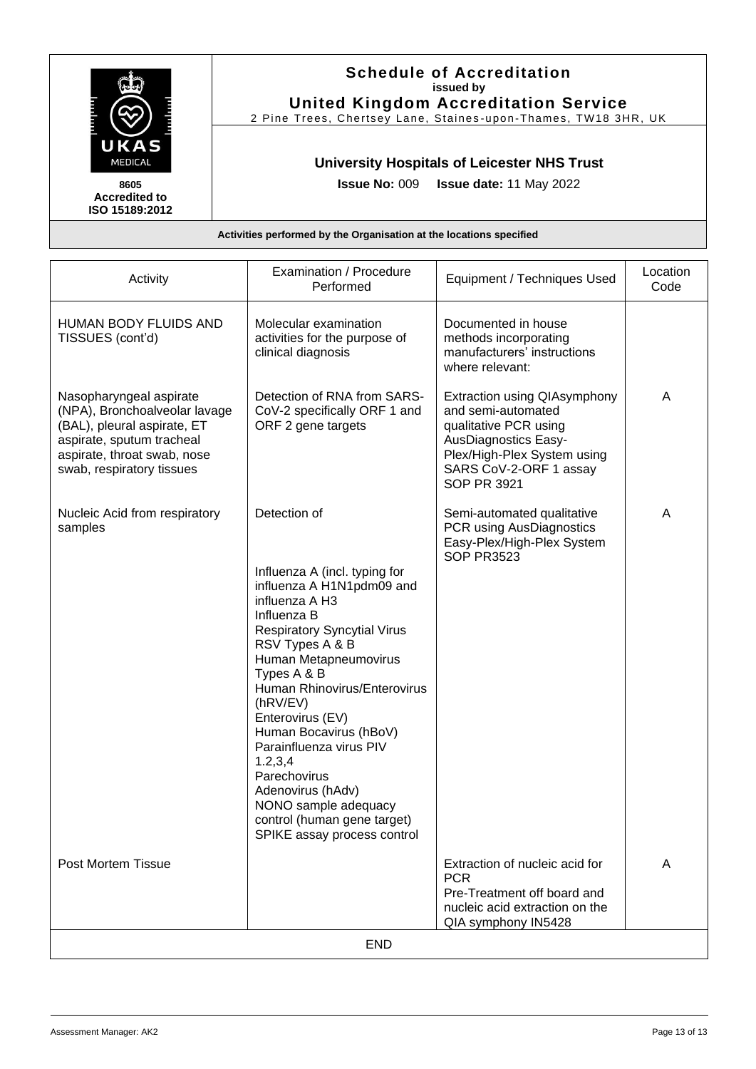**Schedule of Accreditation**
**issued by**
**United Kingdom Accreditation Service**
2 Pine Trees, Chertsey Lane, Staines-upon-Thames, TW18 3HR, UK

UKAS MEDICAL
**8605**
**Accredited to ISO 15189:2012**

**University Hospitals of Leicester NHS Trust**

**Issue No:** 009 **Issue date:** 11 May 2022

**Activities performed by the Organisation at the locations specified**

| Activity | Examination / Procedure Performed | Equipment / Techniques Used | Location Code |
|---|---|---|---|
| HUMAN BODY FLUIDS AND TISSUES (cont'd) | Molecular examination activities for the purpose of clinical diagnosis | Documented in house methods incorporating manufacturers' instructions where relevant: | |
| Nasopharyngeal aspirate (NPA), Bronchoalveolar lavage (BAL), pleural aspirate, ET aspirate, sputum tracheal aspirate, throat swab, nose swab, respiratory tissues | Detection of RNA from SARS-CoV-2 specifically ORF 1 and ORF 2 gene targets | Extraction using QIAsymphony and semi-automated qualitative PCR using AusDiagnostics Easy-Plex/High-Plex System using SARS CoV-2-ORF 1 assay SOP PR 3921 | A |
| Nucleic Acid from respiratory samples | Detection of<br><br>Influenza A (incl. typing for influenza A H1N1pdm09 and influenza A H3<br>Influenza B<br>Respiratory Syncytial Virus RSV Types A & B<br>Human Metapneumovirus Types A & B<br>Human Rhinovirus/Enterovirus (hRV/EV)<br>Enterovirus (EV)<br>Human Bocavirus (hBoV)<br>Parainfluenza virus PIV 1.2,3,4<br>Parechovirus<br>Adenovirus (hAdv)<br>NONO sample adequacy control (human gene target)<br>SPIKE assay process control | Semi-automated qualitative PCR using AusDiagnostics Easy-Plex/High-Plex System SOP PR3523 | A |
| Post Mortem Tissue | | Extraction of nucleic acid for PCR<br>Pre-Treatment off board and nucleic acid extraction on the QIA symphony IN5428 | A |

END

Assessment Manager: AK2